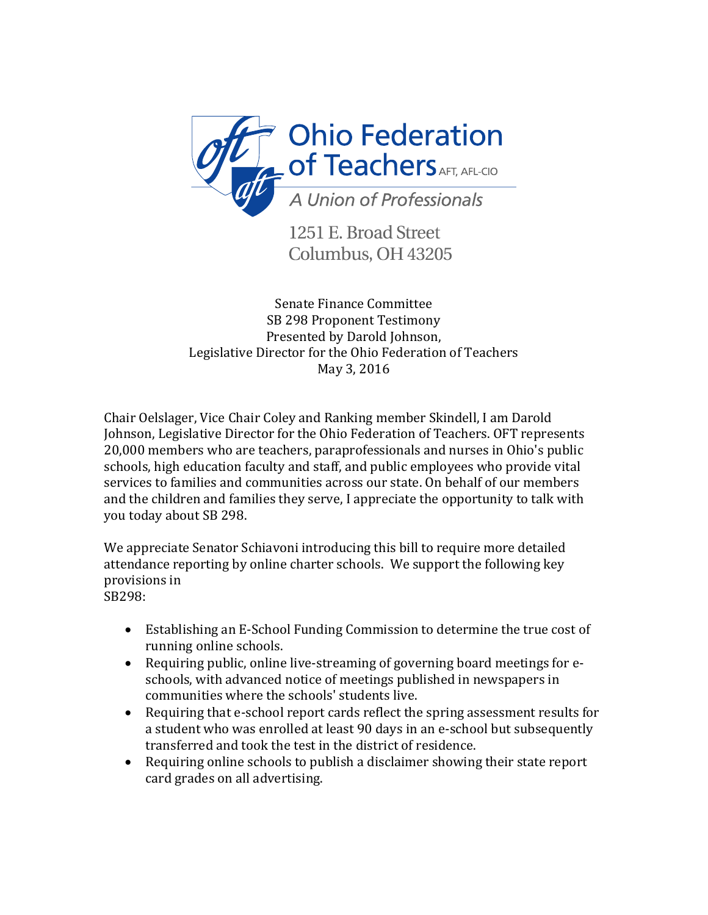# Ohio Federation of Teachers

AFT, AFL-CIO

*A Union of Professionals*

1251 E. Broad Street
Columbus, OH 43205

Senate Finance Committee
SB 298 Proponent Testimony
Presented by Darold Johnson,
Legislative Director for the Ohio Federation of Teachers
May 3, 2016

Chair Oelslager, Vice Chair Coley and Ranking member Skindell, I am Darold Johnson, Legislative Director for the Ohio Federation of Teachers. OFT represents 20,000 members who are teachers, paraprofessionals and nurses in Ohio's public schools, high education faculty and staff, and public employees who provide vital services to families and communities across our state. On behalf of our members and the children and families they serve, I appreciate the opportunity to talk with you today about SB 298.

We appreciate Senator Schiavoni introducing this bill to require more detailed attendance reporting by online charter schools. We support the following key provisions in
SB298:

- Establishing an E-School Funding Commission to determine the true cost of running online schools.
- Requiring public, online live-streaming of governing board meetings for e-schools, with advanced notice of meetings published in newspapers in communities where the schools' students live.
- Requiring that e-school report cards reflect the spring assessment results for a student who was enrolled at least 90 days in an e-school but subsequently transferred and took the test in the district of residence.
- Requiring online schools to publish a disclaimer showing their state report card grades on all advertising.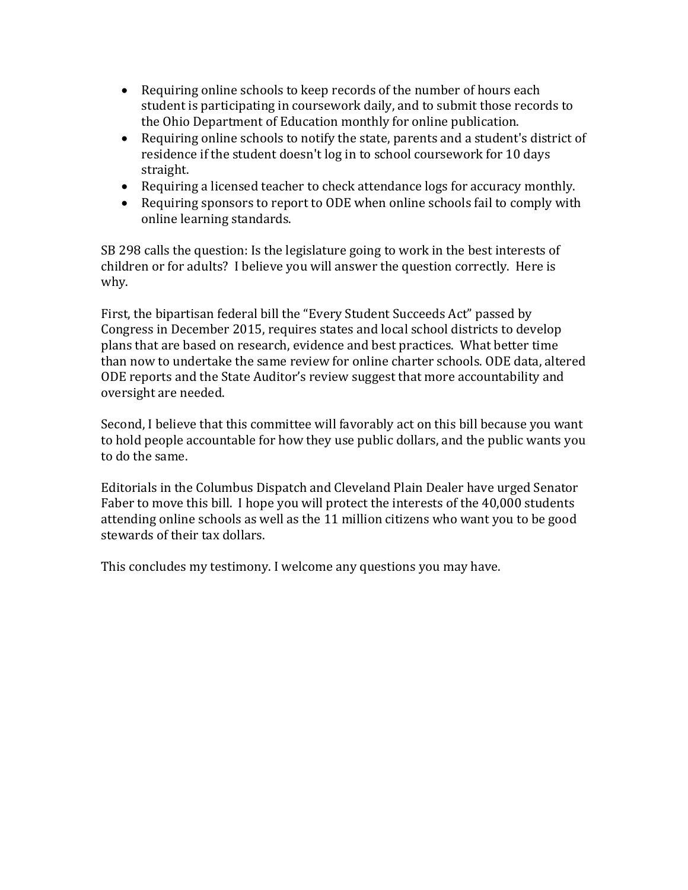- Requiring online schools to keep records of the number of hours each student is participating in coursework daily, and to submit those records to the Ohio Department of Education monthly for online publication.
- Requiring online schools to notify the state, parents and a student's district of residence if the student doesn't log in to school coursework for 10 days straight.
- Requiring a licensed teacher to check attendance logs for accuracy monthly.
- Requiring sponsors to report to ODE when online schools fail to comply with online learning standards.

SB 298 calls the question: Is the legislature going to work in the best interests of children or for adults? I believe you will answer the question correctly. Here is why.

First, the bipartisan federal bill the "Every Student Succeeds Act" passed by Congress in December 2015, requires states and local school districts to develop plans that are based on research, evidence and best practices. What better time than now to undertake the same review for online charter schools. ODE data, altered ODE reports and the State Auditor's review suggest that more accountability and oversight are needed.

Second, I believe that this committee will favorably act on this bill because you want to hold people accountable for how they use public dollars, and the public wants you to do the same.

Editorials in the Columbus Dispatch and Cleveland Plain Dealer have urged Senator Faber to move this bill. I hope you will protect the interests of the 40,000 students attending online schools as well as the 11 million citizens who want you to be good stewards of their tax dollars.

This concludes my testimony. I welcome any questions you may have.